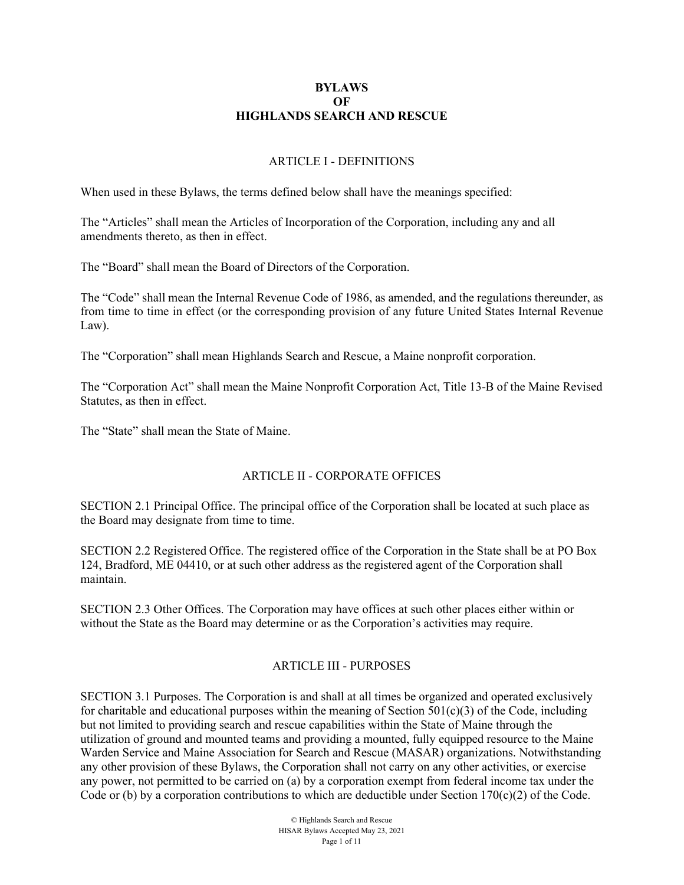# BYLAWS
# OF
# HIGHLANDS SEARCH AND RESCUE

## ARTICLE I - DEFINITIONS

When used in these Bylaws, the terms defined below shall have the meanings specified:

The "Articles" shall mean the Articles of Incorporation of the Corporation, including any and all amendments thereto, as then in effect.

The "Board" shall mean the Board of Directors of the Corporation.

The "Code" shall mean the Internal Revenue Code of 1986, as amended, and the regulations thereunder, as from time to time in effect (or the corresponding provision of any future United States Internal Revenue Law).

The "Corporation" shall mean Highlands Search and Rescue, a Maine nonprofit corporation.

The "Corporation Act" shall mean the Maine Nonprofit Corporation Act, Title 13-B of the Maine Revised Statutes, as then in effect.

The "State" shall mean the State of Maine.

## ARTICLE II - CORPORATE OFFICES

SECTION 2.1 Principal Office. The principal office of the Corporation shall be located at such place as the Board may designate from time to time.

SECTION 2.2 Registered Office. The registered office of the Corporation in the State shall be at PO Box 124, Bradford, ME 04410, or at such other address as the registered agent of the Corporation shall maintain.

SECTION 2.3 Other Offices. The Corporation may have offices at such other places either within or without the State as the Board may determine or as the Corporation's activities may require.

## ARTICLE III - PURPOSES

SECTION 3.1 Purposes. The Corporation is and shall at all times be organized and operated exclusively for charitable and educational purposes within the meaning of Section 501(c)(3) of the Code, including but not limited to providing search and rescue capabilities within the State of Maine through the utilization of ground and mounted teams and providing a mounted, fully equipped resource to the Maine Warden Service and Maine Association for Search and Rescue (MASAR) organizations. Notwithstanding any other provision of these Bylaws, the Corporation shall not carry on any other activities, or exercise any power, not permitted to be carried on (a) by a corporation exempt from federal income tax under the Code or (b) by a corporation contributions to which are deductible under Section 170(c)(2) of the Code.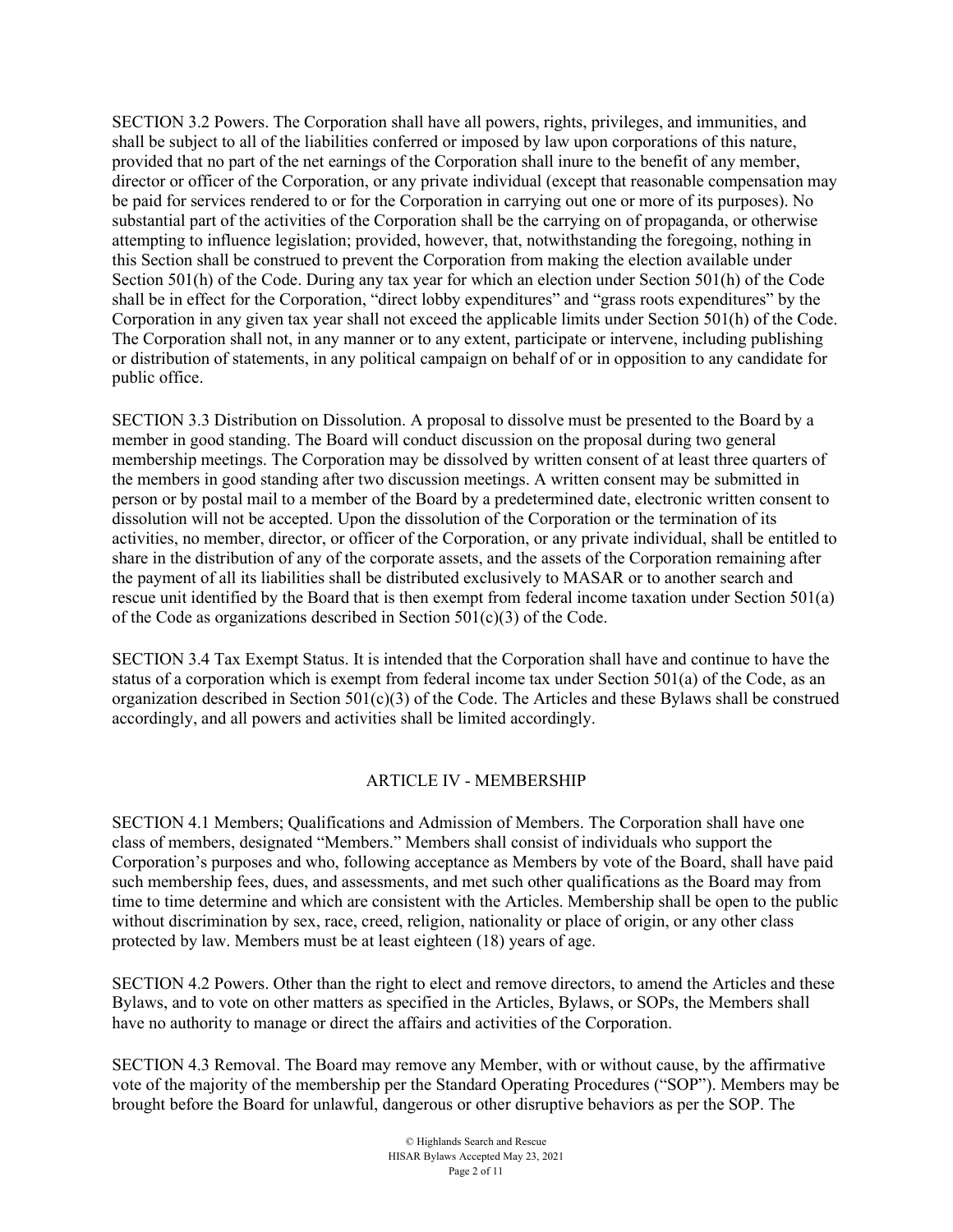SECTION 3.2 Powers. The Corporation shall have all powers, rights, privileges, and immunities, and shall be subject to all of the liabilities conferred or imposed by law upon corporations of this nature, provided that no part of the net earnings of the Corporation shall inure to the benefit of any member, director or officer of the Corporation, or any private individual (except that reasonable compensation may be paid for services rendered to or for the Corporation in carrying out one or more of its purposes). No substantial part of the activities of the Corporation shall be the carrying on of propaganda, or otherwise attempting to influence legislation; provided, however, that, notwithstanding the foregoing, nothing in this Section shall be construed to prevent the Corporation from making the election available under Section 501(h) of the Code. During any tax year for which an election under Section 501(h) of the Code shall be in effect for the Corporation, "direct lobby expenditures" and "grass roots expenditures" by the Corporation in any given tax year shall not exceed the applicable limits under Section 501(h) of the Code. The Corporation shall not, in any manner or to any extent, participate or intervene, including publishing or distribution of statements, in any political campaign on behalf of or in opposition to any candidate for public office.

SECTION 3.3 Distribution on Dissolution. A proposal to dissolve must be presented to the Board by a member in good standing. The Board will conduct discussion on the proposal during two general membership meetings. The Corporation may be dissolved by written consent of at least three quarters of the members in good standing after two discussion meetings. A written consent may be submitted in person or by postal mail to a member of the Board by a predetermined date, electronic written consent to dissolution will not be accepted. Upon the dissolution of the Corporation or the termination of its activities, no member, director, or officer of the Corporation, or any private individual, shall be entitled to share in the distribution of any of the corporate assets, and the assets of the Corporation remaining after the payment of all its liabilities shall be distributed exclusively to MASAR or to another search and rescue unit identified by the Board that is then exempt from federal income taxation under Section 501(a) of the Code as organizations described in Section 501(c)(3) of the Code.

SECTION 3.4 Tax Exempt Status. It is intended that the Corporation shall have and continue to have the status of a corporation which is exempt from federal income tax under Section 501(a) of the Code, as an organization described in Section 501(c)(3) of the Code. The Articles and these Bylaws shall be construed accordingly, and all powers and activities shall be limited accordingly.

## ARTICLE IV - MEMBERSHIP

SECTION 4.1 Members; Qualifications and Admission of Members. The Corporation shall have one class of members, designated "Members." Members shall consist of individuals who support the Corporation's purposes and who, following acceptance as Members by vote of the Board, shall have paid such membership fees, dues, and assessments, and met such other qualifications as the Board may from time to time determine and which are consistent with the Articles. Membership shall be open to the public without discrimination by sex, race, creed, religion, nationality or place of origin, or any other class protected by law. Members must be at least eighteen (18) years of age.

SECTION 4.2 Powers. Other than the right to elect and remove directors, to amend the Articles and these Bylaws, and to vote on other matters as specified in the Articles, Bylaws, or SOPs, the Members shall have no authority to manage or direct the affairs and activities of the Corporation.

SECTION 4.3 Removal. The Board may remove any Member, with or without cause, by the affirmative vote of the majority of the membership per the Standard Operating Procedures ("SOP"). Members may be brought before the Board for unlawful, dangerous or other disruptive behaviors as per the SOP. The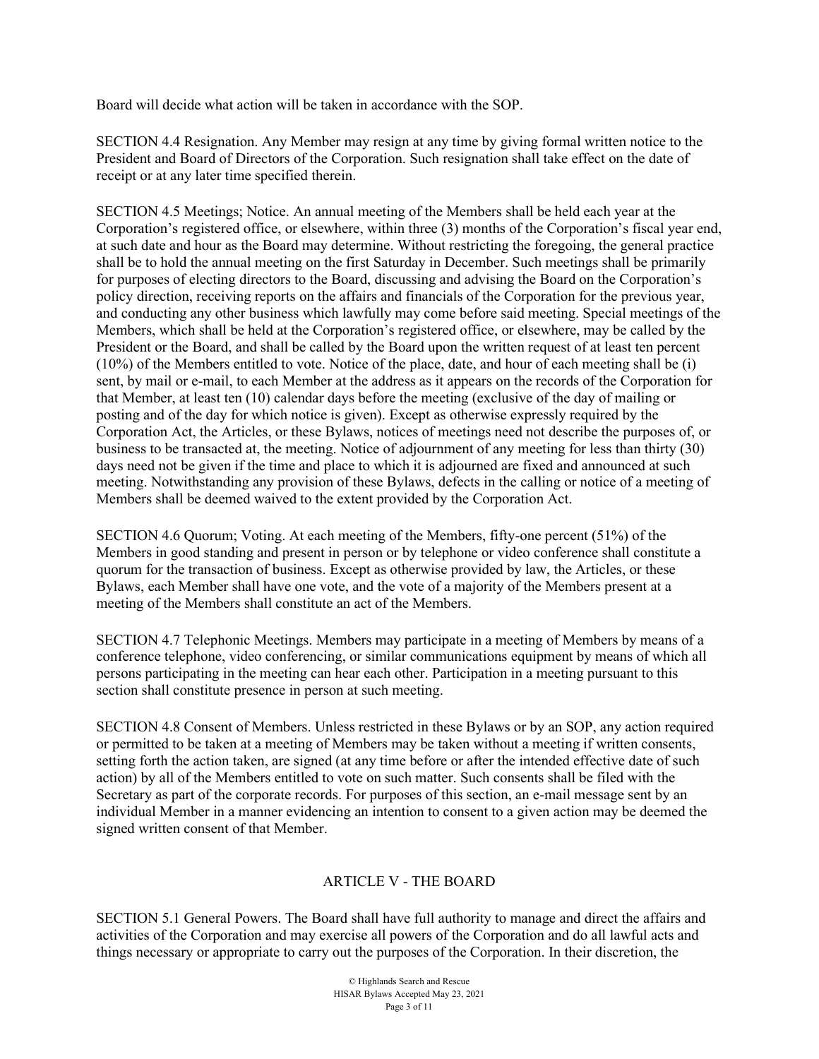Board will decide what action will be taken in accordance with the SOP.

SECTION 4.4 Resignation. Any Member may resign at any time by giving formal written notice to the President and Board of Directors of the Corporation. Such resignation shall take effect on the date of receipt or at any later time specified therein.

SECTION 4.5 Meetings; Notice. An annual meeting of the Members shall be held each year at the Corporation's registered office, or elsewhere, within three (3) months of the Corporation's fiscal year end, at such date and hour as the Board may determine. Without restricting the foregoing, the general practice shall be to hold the annual meeting on the first Saturday in December. Such meetings shall be primarily for purposes of electing directors to the Board, discussing and advising the Board on the Corporation's policy direction, receiving reports on the affairs and financials of the Corporation for the previous year, and conducting any other business which lawfully may come before said meeting. Special meetings of the Members, which shall be held at the Corporation's registered office, or elsewhere, may be called by the President or the Board, and shall be called by the Board upon the written request of at least ten percent (10%) of the Members entitled to vote. Notice of the place, date, and hour of each meeting shall be (i) sent, by mail or e-mail, to each Member at the address as it appears on the records of the Corporation for that Member, at least ten (10) calendar days before the meeting (exclusive of the day of mailing or posting and of the day for which notice is given). Except as otherwise expressly required by the Corporation Act, the Articles, or these Bylaws, notices of meetings need not describe the purposes of, or business to be transacted at, the meeting. Notice of adjournment of any meeting for less than thirty (30) days need not be given if the time and place to which it is adjourned are fixed and announced at such meeting. Notwithstanding any provision of these Bylaws, defects in the calling or notice of a meeting of Members shall be deemed waived to the extent provided by the Corporation Act.

SECTION 4.6 Quorum; Voting. At each meeting of the Members, fifty-one percent (51%) of the Members in good standing and present in person or by telephone or video conference shall constitute a quorum for the transaction of business. Except as otherwise provided by law, the Articles, or these Bylaws, each Member shall have one vote, and the vote of a majority of the Members present at a meeting of the Members shall constitute an act of the Members.

SECTION 4.7 Telephonic Meetings. Members may participate in a meeting of Members by means of a conference telephone, video conferencing, or similar communications equipment by means of which all persons participating in the meeting can hear each other. Participation in a meeting pursuant to this section shall constitute presence in person at such meeting.

SECTION 4.8 Consent of Members. Unless restricted in these Bylaws or by an SOP, any action required or permitted to be taken at a meeting of Members may be taken without a meeting if written consents, setting forth the action taken, are signed (at any time before or after the intended effective date of such action) by all of the Members entitled to vote on such matter. Such consents shall be filed with the Secretary as part of the corporate records. For purposes of this section, an e-mail message sent by an individual Member in a manner evidencing an intention to consent to a given action may be deemed the signed written consent of that Member.

## ARTICLE V - THE BOARD

SECTION 5.1 General Powers. The Board shall have full authority to manage and direct the affairs and activities of the Corporation and may exercise all powers of the Corporation and do all lawful acts and things necessary or appropriate to carry out the purposes of the Corporation. In their discretion, the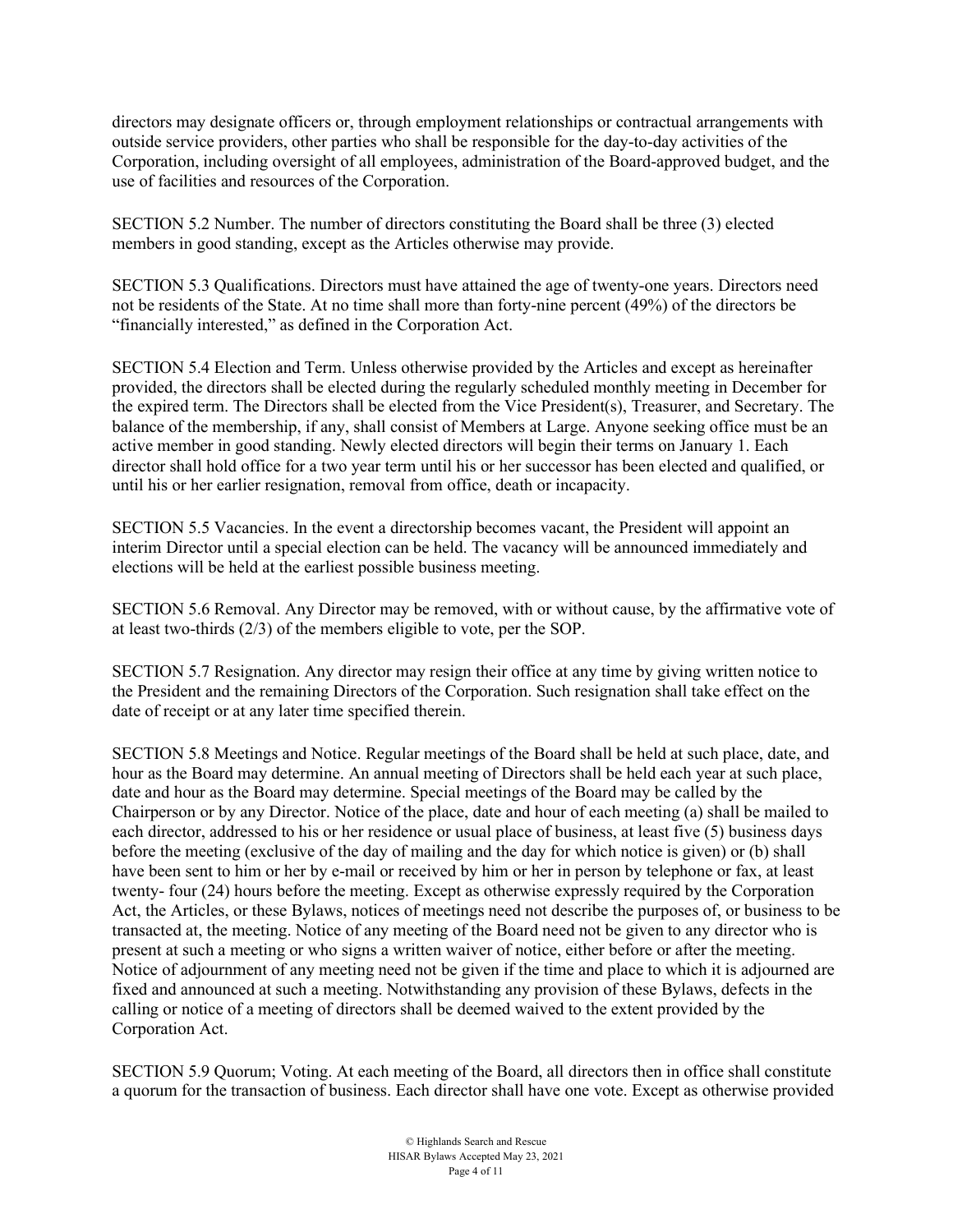directors may designate officers or, through employment relationships or contractual arrangements with outside service providers, other parties who shall be responsible for the day-to-day activities of the Corporation, including oversight of all employees, administration of the Board-approved budget, and the use of facilities and resources of the Corporation.

SECTION 5.2 Number. The number of directors constituting the Board shall be three (3) elected members in good standing, except as the Articles otherwise may provide.

SECTION 5.3 Qualifications. Directors must have attained the age of twenty-one years. Directors need not be residents of the State. At no time shall more than forty-nine percent (49%) of the directors be "financially interested," as defined in the Corporation Act.

SECTION 5.4 Election and Term. Unless otherwise provided by the Articles and except as hereinafter provided, the directors shall be elected during the regularly scheduled monthly meeting in December for the expired term. The Directors shall be elected from the Vice President(s), Treasurer, and Secretary. The balance of the membership, if any, shall consist of Members at Large. Anyone seeking office must be an active member in good standing. Newly elected directors will begin their terms on January 1. Each director shall hold office for a two year term until his or her successor has been elected and qualified, or until his or her earlier resignation, removal from office, death or incapacity.

SECTION 5.5 Vacancies. In the event a directorship becomes vacant, the President will appoint an interim Director until a special election can be held. The vacancy will be announced immediately and elections will be held at the earliest possible business meeting.

SECTION 5.6 Removal. Any Director may be removed, with or without cause, by the affirmative vote of at least two-thirds (2/3) of the members eligible to vote, per the SOP.

SECTION 5.7 Resignation. Any director may resign their office at any time by giving written notice to the President and the remaining Directors of the Corporation. Such resignation shall take effect on the date of receipt or at any later time specified therein.

SECTION 5.8 Meetings and Notice. Regular meetings of the Board shall be held at such place, date, and hour as the Board may determine. An annual meeting of Directors shall be held each year at such place, date and hour as the Board may determine. Special meetings of the Board may be called by the Chairperson or by any Director. Notice of the place, date and hour of each meeting (a) shall be mailed to each director, addressed to his or her residence or usual place of business, at least five (5) business days before the meeting (exclusive of the day of mailing and the day for which notice is given) or (b) shall have been sent to him or her by e-mail or received by him or her in person by telephone or fax, at least twenty- four (24) hours before the meeting. Except as otherwise expressly required by the Corporation Act, the Articles, or these Bylaws, notices of meetings need not describe the purposes of, or business to be transacted at, the meeting. Notice of any meeting of the Board need not be given to any director who is present at such a meeting or who signs a written waiver of notice, either before or after the meeting. Notice of adjournment of any meeting need not be given if the time and place to which it is adjourned are fixed and announced at such a meeting. Notwithstanding any provision of these Bylaws, defects in the calling or notice of a meeting of directors shall be deemed waived to the extent provided by the Corporation Act.

SECTION 5.9 Quorum; Voting. At each meeting of the Board, all directors then in office shall constitute a quorum for the transaction of business. Each director shall have one vote. Except as otherwise provided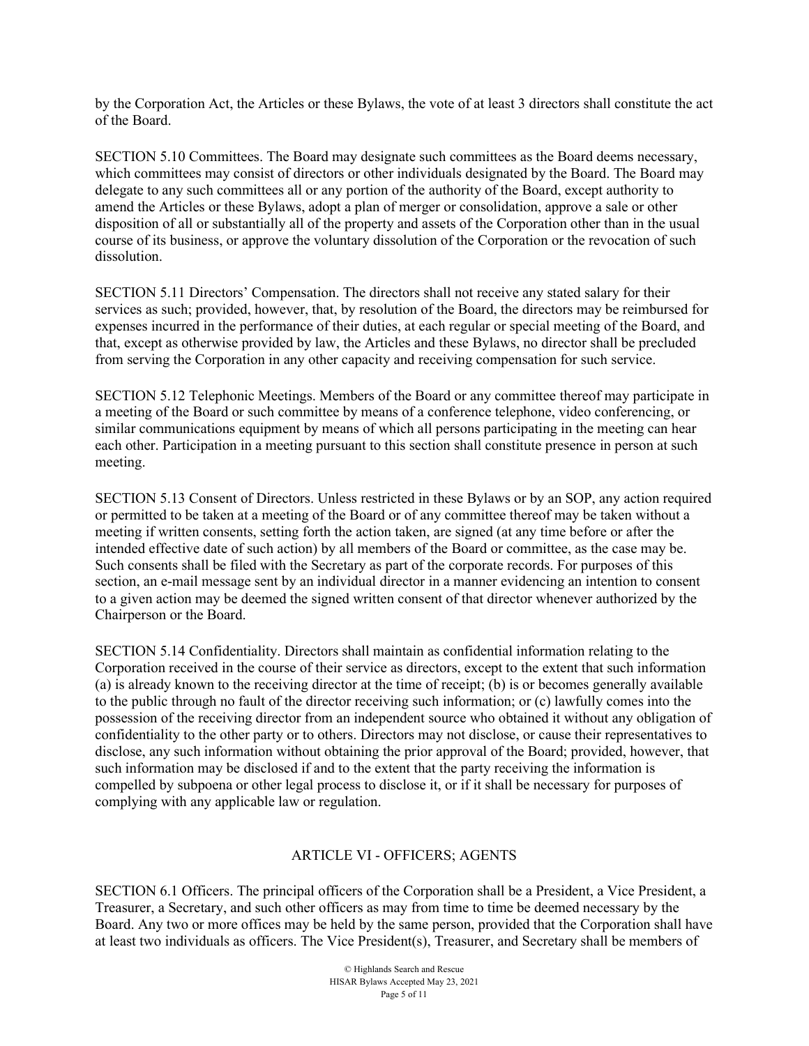by the Corporation Act, the Articles or these Bylaws, the vote of at least 3 directors shall constitute the act of the Board.

SECTION 5.10 Committees. The Board may designate such committees as the Board deems necessary, which committees may consist of directors or other individuals designated by the Board. The Board may delegate to any such committees all or any portion of the authority of the Board, except authority to amend the Articles or these Bylaws, adopt a plan of merger or consolidation, approve a sale or other disposition of all or substantially all of the property and assets of the Corporation other than in the usual course of its business, or approve the voluntary dissolution of the Corporation or the revocation of such dissolution.

SECTION 5.11 Directors' Compensation. The directors shall not receive any stated salary for their services as such; provided, however, that, by resolution of the Board, the directors may be reimbursed for expenses incurred in the performance of their duties, at each regular or special meeting of the Board, and that, except as otherwise provided by law, the Articles and these Bylaws, no director shall be precluded from serving the Corporation in any other capacity and receiving compensation for such service.

SECTION 5.12 Telephonic Meetings. Members of the Board or any committee thereof may participate in a meeting of the Board or such committee by means of a conference telephone, video conferencing, or similar communications equipment by means of which all persons participating in the meeting can hear each other. Participation in a meeting pursuant to this section shall constitute presence in person at such meeting.

SECTION 5.13 Consent of Directors. Unless restricted in these Bylaws or by an SOP, any action required or permitted to be taken at a meeting of the Board or of any committee thereof may be taken without a meeting if written consents, setting forth the action taken, are signed (at any time before or after the intended effective date of such action) by all members of the Board or committee, as the case may be. Such consents shall be filed with the Secretary as part of the corporate records. For purposes of this section, an e-mail message sent by an individual director in a manner evidencing an intention to consent to a given action may be deemed the signed written consent of that director whenever authorized by the Chairperson or the Board.

SECTION 5.14 Confidentiality. Directors shall maintain as confidential information relating to the Corporation received in the course of their service as directors, except to the extent that such information (a) is already known to the receiving director at the time of receipt; (b) is or becomes generally available to the public through no fault of the director receiving such information; or (c) lawfully comes into the possession of the receiving director from an independent source who obtained it without any obligation of confidentiality to the other party or to others. Directors may not disclose, or cause their representatives to disclose, any such information without obtaining the prior approval of the Board; provided, however, that such information may be disclosed if and to the extent that the party receiving the information is compelled by subpoena or other legal process to disclose it, or if it shall be necessary for purposes of complying with any applicable law or regulation.

## ARTICLE VI - OFFICERS; AGENTS

SECTION 6.1 Officers. The principal officers of the Corporation shall be a President, a Vice President, a Treasurer, a Secretary, and such other officers as may from time to time be deemed necessary by the Board. Any two or more offices may be held by the same person, provided that the Corporation shall have at least two individuals as officers. The Vice President(s), Treasurer, and Secretary shall be members of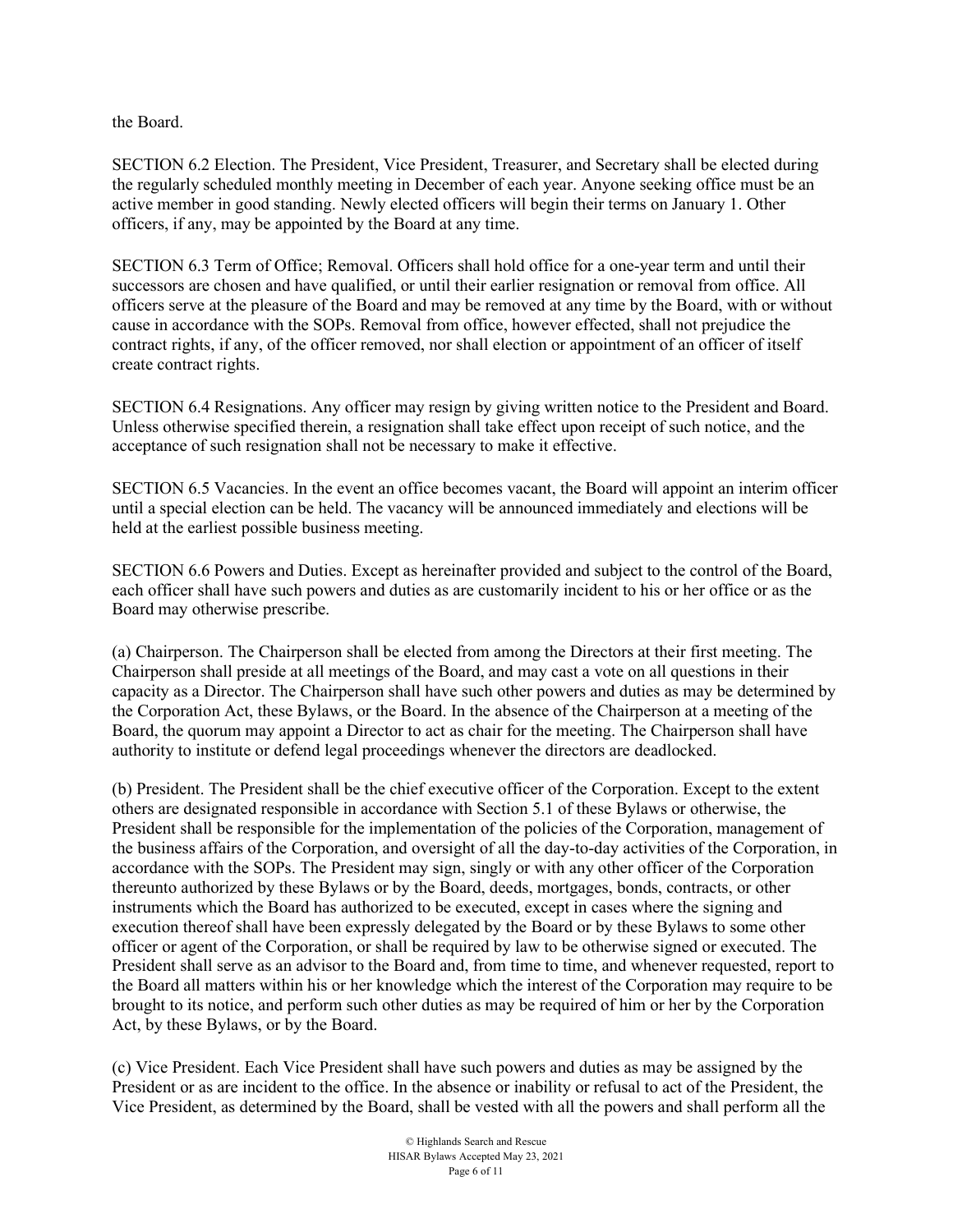the Board.

SECTION 6.2 Election. The President, Vice President, Treasurer, and Secretary shall be elected during the regularly scheduled monthly meeting in December of each year. Anyone seeking office must be an active member in good standing. Newly elected officers will begin their terms on January 1. Other officers, if any, may be appointed by the Board at any time.

SECTION 6.3 Term of Office; Removal. Officers shall hold office for a one-year term and until their successors are chosen and have qualified, or until their earlier resignation or removal from office. All officers serve at the pleasure of the Board and may be removed at any time by the Board, with or without cause in accordance with the SOPs. Removal from office, however effected, shall not prejudice the contract rights, if any, of the officer removed, nor shall election or appointment of an officer of itself create contract rights.

SECTION 6.4 Resignations. Any officer may resign by giving written notice to the President and Board. Unless otherwise specified therein, a resignation shall take effect upon receipt of such notice, and the acceptance of such resignation shall not be necessary to make it effective.

SECTION 6.5 Vacancies. In the event an office becomes vacant, the Board will appoint an interim officer until a special election can be held. The vacancy will be announced immediately and elections will be held at the earliest possible business meeting.

SECTION 6.6 Powers and Duties. Except as hereinafter provided and subject to the control of the Board, each officer shall have such powers and duties as are customarily incident to his or her office or as the Board may otherwise prescribe.

(a) Chairperson. The Chairperson shall be elected from among the Directors at their first meeting. The Chairperson shall preside at all meetings of the Board, and may cast a vote on all questions in their capacity as a Director. The Chairperson shall have such other powers and duties as may be determined by the Corporation Act, these Bylaws, or the Board. In the absence of the Chairperson at a meeting of the Board, the quorum may appoint a Director to act as chair for the meeting. The Chairperson shall have authority to institute or defend legal proceedings whenever the directors are deadlocked.

(b) President. The President shall be the chief executive officer of the Corporation. Except to the extent others are designated responsible in accordance with Section 5.1 of these Bylaws or otherwise, the President shall be responsible for the implementation of the policies of the Corporation, management of the business affairs of the Corporation, and oversight of all the day-to-day activities of the Corporation, in accordance with the SOPs. The President may sign, singly or with any other officer of the Corporation thereunto authorized by these Bylaws or by the Board, deeds, mortgages, bonds, contracts, or other instruments which the Board has authorized to be executed, except in cases where the signing and execution thereof shall have been expressly delegated by the Board or by these Bylaws to some other officer or agent of the Corporation, or shall be required by law to be otherwise signed or executed. The President shall serve as an advisor to the Board and, from time to time, and whenever requested, report to the Board all matters within his or her knowledge which the interest of the Corporation may require to be brought to its notice, and perform such other duties as may be required of him or her by the Corporation Act, by these Bylaws, or by the Board.

(c) Vice President. Each Vice President shall have such powers and duties as may be assigned by the President or as are incident to the office. In the absence or inability or refusal to act of the President, the Vice President, as determined by the Board, shall be vested with all the powers and shall perform all the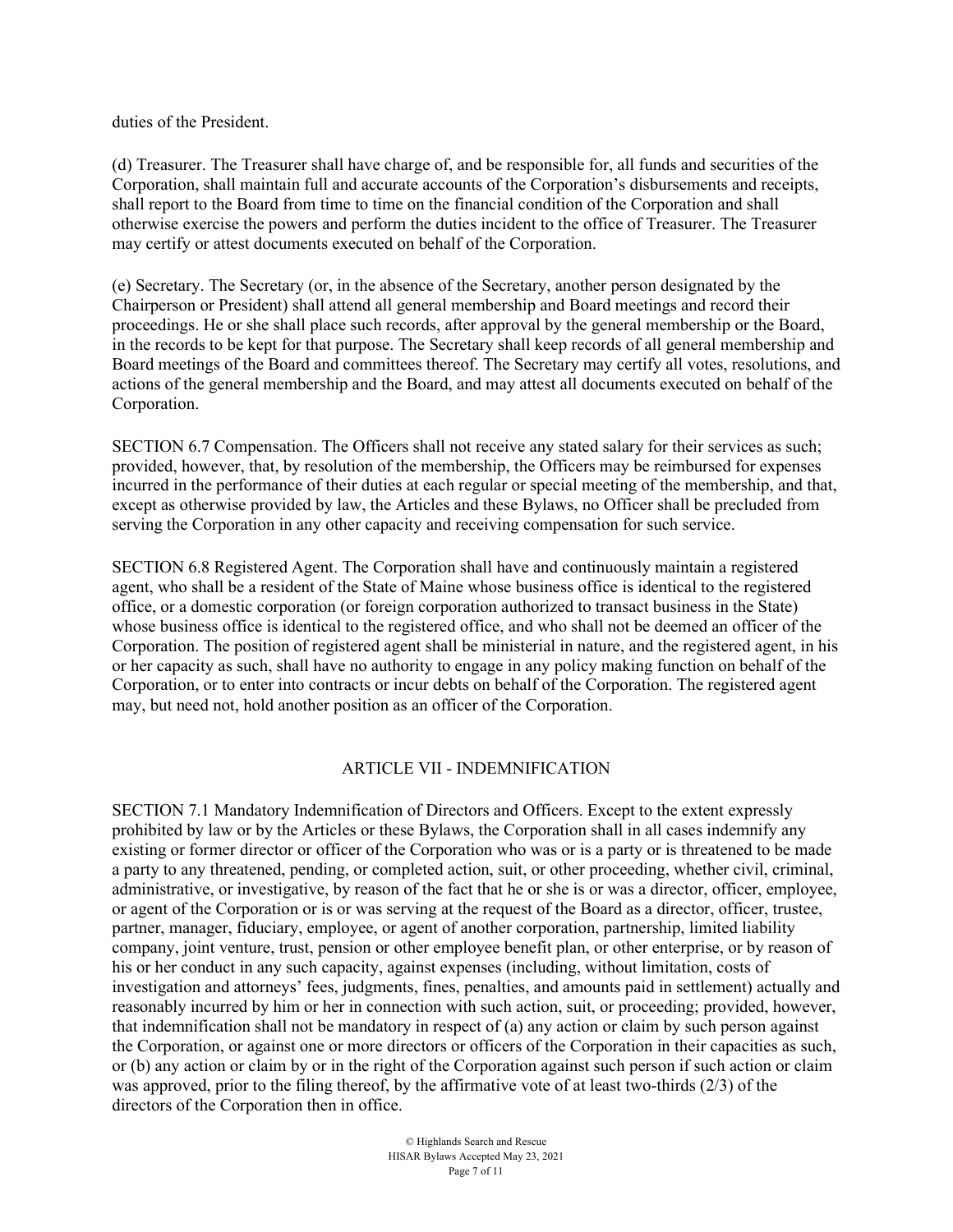duties of the President.

(d) Treasurer. The Treasurer shall have charge of, and be responsible for, all funds and securities of the Corporation, shall maintain full and accurate accounts of the Corporation's disbursements and receipts, shall report to the Board from time to time on the financial condition of the Corporation and shall otherwise exercise the powers and perform the duties incident to the office of Treasurer. The Treasurer may certify or attest documents executed on behalf of the Corporation.

(e) Secretary. The Secretary (or, in the absence of the Secretary, another person designated by the Chairperson or President) shall attend all general membership and Board meetings and record their proceedings. He or she shall place such records, after approval by the general membership or the Board, in the records to be kept for that purpose. The Secretary shall keep records of all general membership and Board meetings of the Board and committees thereof. The Secretary may certify all votes, resolutions, and actions of the general membership and the Board, and may attest all documents executed on behalf of the Corporation.

SECTION 6.7 Compensation. The Officers shall not receive any stated salary for their services as such; provided, however, that, by resolution of the membership, the Officers may be reimbursed for expenses incurred in the performance of their duties at each regular or special meeting of the membership, and that, except as otherwise provided by law, the Articles and these Bylaws, no Officer shall be precluded from serving the Corporation in any other capacity and receiving compensation for such service.

SECTION 6.8 Registered Agent. The Corporation shall have and continuously maintain a registered agent, who shall be a resident of the State of Maine whose business office is identical to the registered office, or a domestic corporation (or foreign corporation authorized to transact business in the State) whose business office is identical to the registered office, and who shall not be deemed an officer of the Corporation. The position of registered agent shall be ministerial in nature, and the registered agent, in his or her capacity as such, shall have no authority to engage in any policy making function on behalf of the Corporation, or to enter into contracts or incur debts on behalf of the Corporation. The registered agent may, but need not, hold another position as an officer of the Corporation.

## ARTICLE VII - INDEMNIFICATION

SECTION 7.1 Mandatory Indemnification of Directors and Officers. Except to the extent expressly prohibited by law or by the Articles or these Bylaws, the Corporation shall in all cases indemnify any existing or former director or officer of the Corporation who was or is a party or is threatened to be made a party to any threatened, pending, or completed action, suit, or other proceeding, whether civil, criminal, administrative, or investigative, by reason of the fact that he or she is or was a director, officer, employee, or agent of the Corporation or is or was serving at the request of the Board as a director, officer, trustee, partner, manager, fiduciary, employee, or agent of another corporation, partnership, limited liability company, joint venture, trust, pension or other employee benefit plan, or other enterprise, or by reason of his or her conduct in any such capacity, against expenses (including, without limitation, costs of investigation and attorneys' fees, judgments, fines, penalties, and amounts paid in settlement) actually and reasonably incurred by him or her in connection with such action, suit, or proceeding; provided, however, that indemnification shall not be mandatory in respect of (a) any action or claim by such person against the Corporation, or against one or more directors or officers of the Corporation in their capacities as such, or (b) any action or claim by or in the right of the Corporation against such person if such action or claim was approved, prior to the filing thereof, by the affirmative vote of at least two-thirds (2/3) of the directors of the Corporation then in office.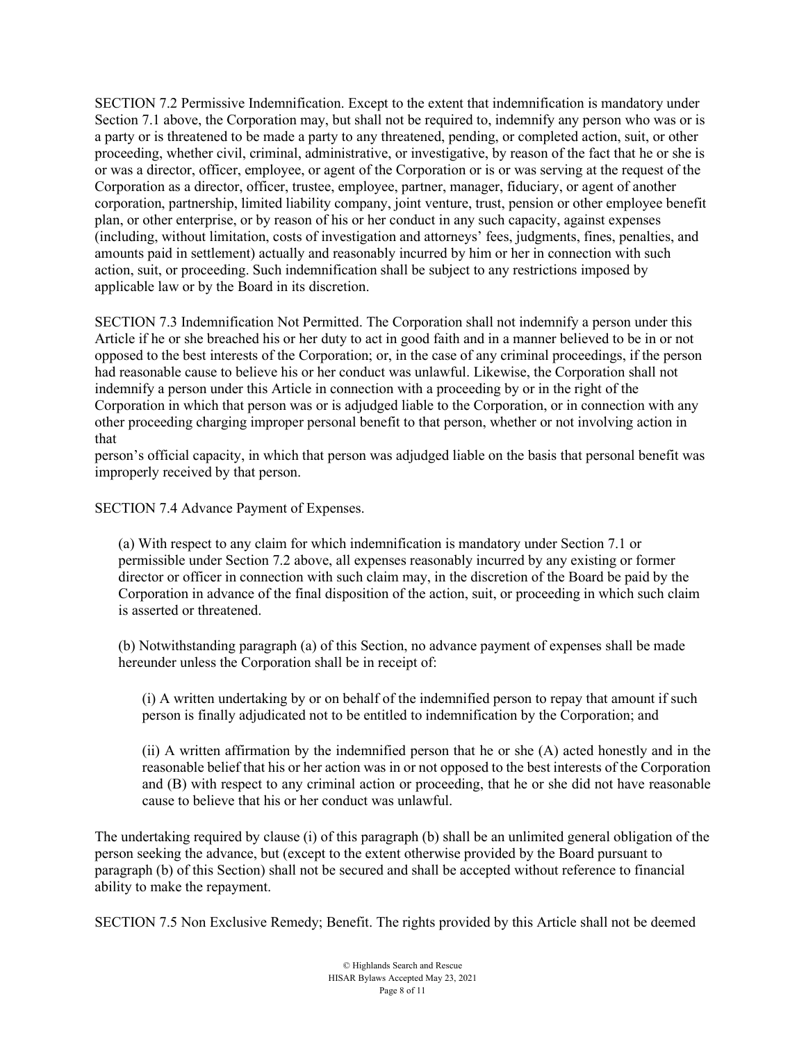SECTION 7.2 Permissive Indemnification. Except to the extent that indemnification is mandatory under Section 7.1 above, the Corporation may, but shall not be required to, indemnify any person who was or is a party or is threatened to be made a party to any threatened, pending, or completed action, suit, or other proceeding, whether civil, criminal, administrative, or investigative, by reason of the fact that he or she is or was a director, officer, employee, or agent of the Corporation or is or was serving at the request of the Corporation as a director, officer, trustee, employee, partner, manager, fiduciary, or agent of another corporation, partnership, limited liability company, joint venture, trust, pension or other employee benefit plan, or other enterprise, or by reason of his or her conduct in any such capacity, against expenses (including, without limitation, costs of investigation and attorneys' fees, judgments, fines, penalties, and amounts paid in settlement) actually and reasonably incurred by him or her in connection with such action, suit, or proceeding. Such indemnification shall be subject to any restrictions imposed by applicable law or by the Board in its discretion.

SECTION 7.3 Indemnification Not Permitted. The Corporation shall not indemnify a person under this Article if he or she breached his or her duty to act in good faith and in a manner believed to be in or not opposed to the best interests of the Corporation; or, in the case of any criminal proceedings, if the person had reasonable cause to believe his or her conduct was unlawful. Likewise, the Corporation shall not indemnify a person under this Article in connection with a proceeding by or in the right of the Corporation in which that person was or is adjudged liable to the Corporation, or in connection with any other proceeding charging improper personal benefit to that person, whether or not involving action in that person's official capacity, in which that person was adjudged liable on the basis that personal benefit was improperly received by that person.

SECTION 7.4 Advance Payment of Expenses.

(a) With respect to any claim for which indemnification is mandatory under Section 7.1 or permissible under Section 7.2 above, all expenses reasonably incurred by any existing or former director or officer in connection with such claim may, in the discretion of the Board be paid by the Corporation in advance of the final disposition of the action, suit, or proceeding in which such claim is asserted or threatened.

(b) Notwithstanding paragraph (a) of this Section, no advance payment of expenses shall be made hereunder unless the Corporation shall be in receipt of:

(i) A written undertaking by or on behalf of the indemnified person to repay that amount if such person is finally adjudicated not to be entitled to indemnification by the Corporation; and

(ii) A written affirmation by the indemnified person that he or she (A) acted honestly and in the reasonable belief that his or her action was in or not opposed to the best interests of the Corporation and (B) with respect to any criminal action or proceeding, that he or she did not have reasonable cause to believe that his or her conduct was unlawful.

The undertaking required by clause (i) of this paragraph (b) shall be an unlimited general obligation of the person seeking the advance, but (except to the extent otherwise provided by the Board pursuant to paragraph (b) of this Section) shall not be secured and shall be accepted without reference to financial ability to make the repayment.

SECTION 7.5 Non Exclusive Remedy; Benefit. The rights provided by this Article shall not be deemed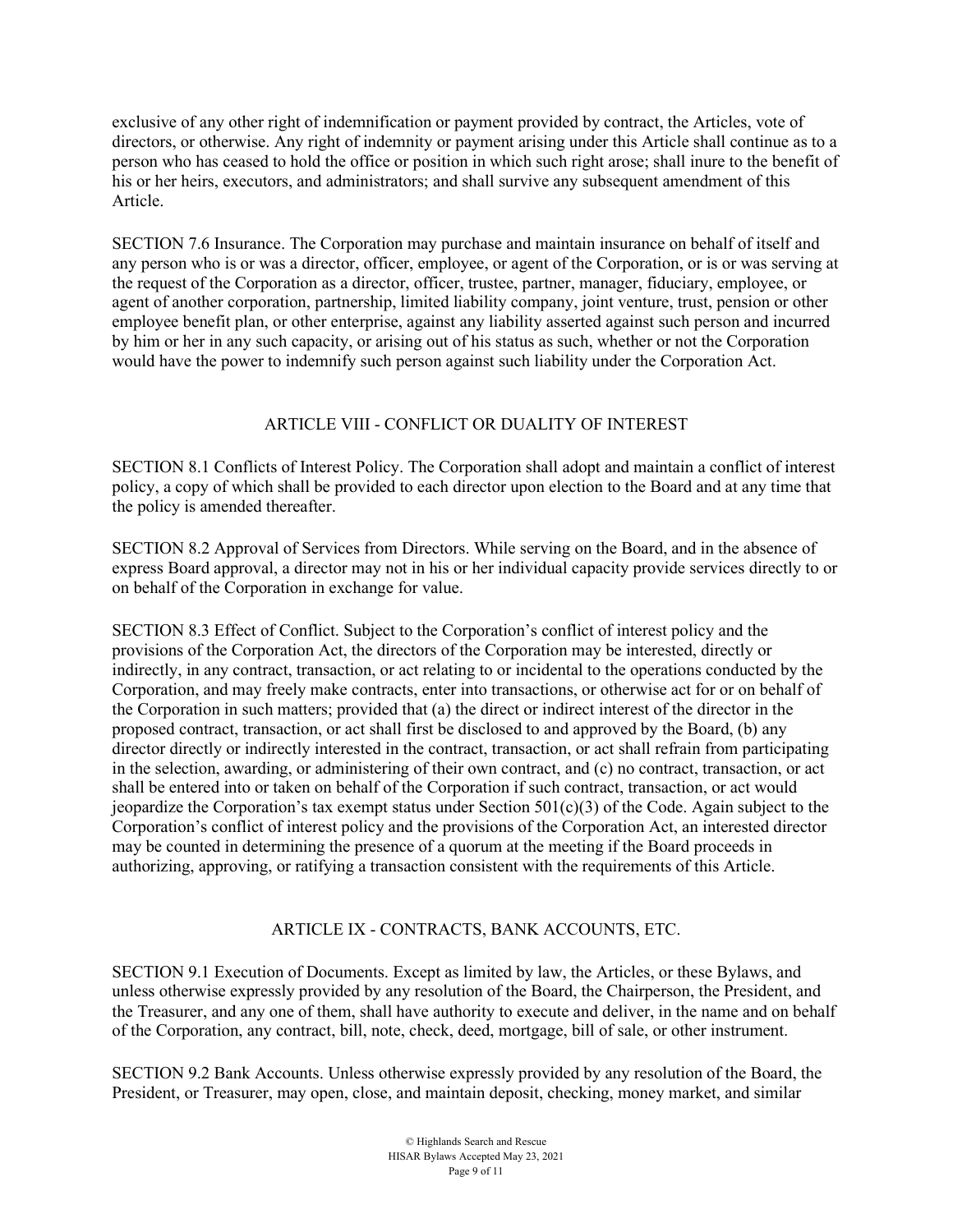exclusive of any other right of indemnification or payment provided by contract, the Articles, vote of directors, or otherwise. Any right of indemnity or payment arising under this Article shall continue as to a person who has ceased to hold the office or position in which such right arose; shall inure to the benefit of his or her heirs, executors, and administrators; and shall survive any subsequent amendment of this Article.

SECTION 7.6 Insurance. The Corporation may purchase and maintain insurance on behalf of itself and any person who is or was a director, officer, employee, or agent of the Corporation, or is or was serving at the request of the Corporation as a director, officer, trustee, partner, manager, fiduciary, employee, or agent of another corporation, partnership, limited liability company, joint venture, trust, pension or other employee benefit plan, or other enterprise, against any liability asserted against such person and incurred by him or her in any such capacity, or arising out of his status as such, whether or not the Corporation would have the power to indemnify such person against such liability under the Corporation Act.

## ARTICLE VIII - CONFLICT OR DUALITY OF INTEREST

SECTION 8.1 Conflicts of Interest Policy. The Corporation shall adopt and maintain a conflict of interest policy, a copy of which shall be provided to each director upon election to the Board and at any time that the policy is amended thereafter.

SECTION 8.2 Approval of Services from Directors. While serving on the Board, and in the absence of express Board approval, a director may not in his or her individual capacity provide services directly to or on behalf of the Corporation in exchange for value.

SECTION 8.3 Effect of Conflict. Subject to the Corporation's conflict of interest policy and the provisions of the Corporation Act, the directors of the Corporation may be interested, directly or indirectly, in any contract, transaction, or act relating to or incidental to the operations conducted by the Corporation, and may freely make contracts, enter into transactions, or otherwise act for or on behalf of the Corporation in such matters; provided that (a) the direct or indirect interest of the director in the proposed contract, transaction, or act shall first be disclosed to and approved by the Board, (b) any director directly or indirectly interested in the contract, transaction, or act shall refrain from participating in the selection, awarding, or administering of their own contract, and (c) no contract, transaction, or act shall be entered into or taken on behalf of the Corporation if such contract, transaction, or act would jeopardize the Corporation's tax exempt status under Section 501(c)(3) of the Code. Again subject to the Corporation's conflict of interest policy and the provisions of the Corporation Act, an interested director may be counted in determining the presence of a quorum at the meeting if the Board proceeds in authorizing, approving, or ratifying a transaction consistent with the requirements of this Article.

## ARTICLE IX - CONTRACTS, BANK ACCOUNTS, ETC.

SECTION 9.1 Execution of Documents. Except as limited by law, the Articles, or these Bylaws, and unless otherwise expressly provided by any resolution of the Board, the Chairperson, the President, and the Treasurer, and any one of them, shall have authority to execute and deliver, in the name and on behalf of the Corporation, any contract, bill, note, check, deed, mortgage, bill of sale, or other instrument.

SECTION 9.2 Bank Accounts. Unless otherwise expressly provided by any resolution of the Board, the President, or Treasurer, may open, close, and maintain deposit, checking, money market, and similar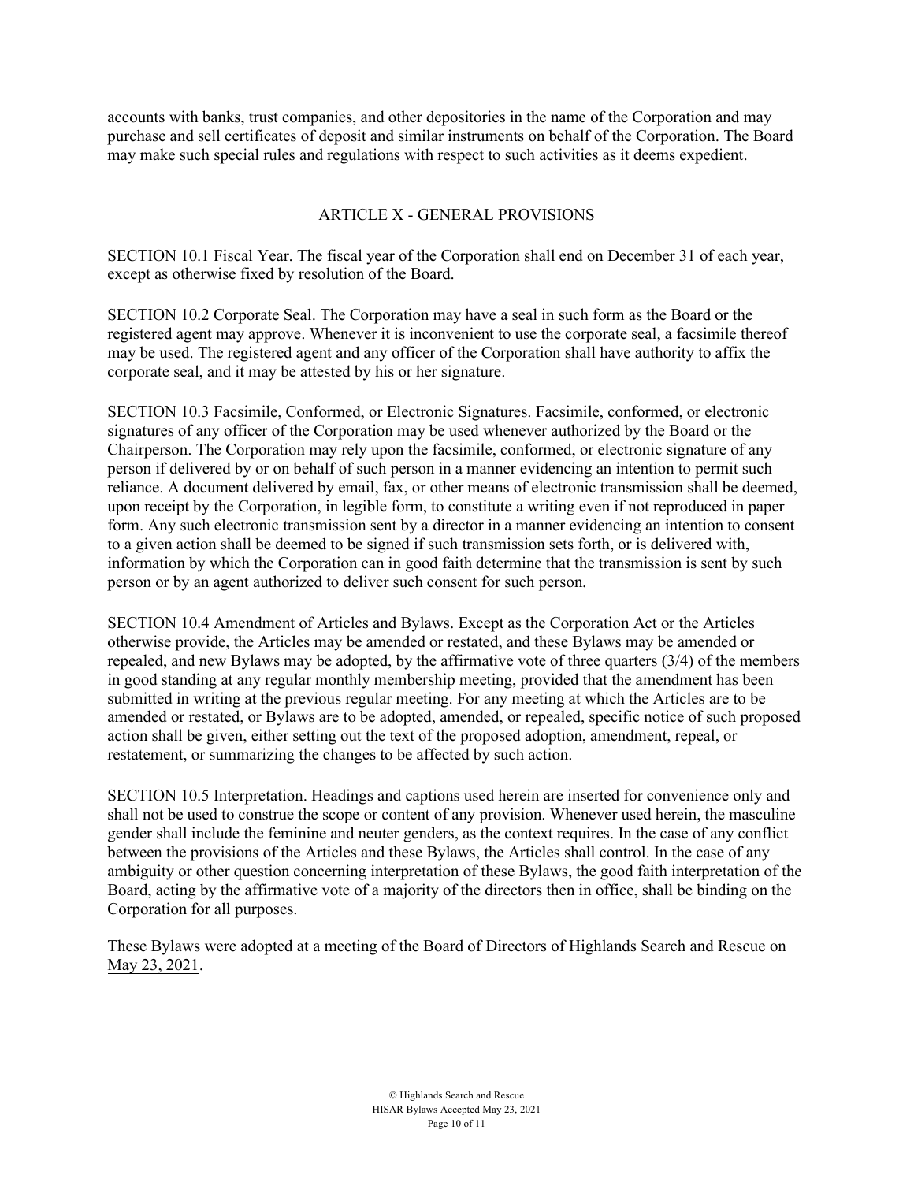accounts with banks, trust companies, and other depositories in the name of the Corporation and may purchase and sell certificates of deposit and similar instruments on behalf of the Corporation. The Board may make such special rules and regulations with respect to such activities as it deems expedient.

## ARTICLE X - GENERAL PROVISIONS

SECTION 10.1 Fiscal Year. The fiscal year of the Corporation shall end on December 31 of each year, except as otherwise fixed by resolution of the Board.

SECTION 10.2 Corporate Seal. The Corporation may have a seal in such form as the Board or the registered agent may approve. Whenever it is inconvenient to use the corporate seal, a facsimile thereof may be used. The registered agent and any officer of the Corporation shall have authority to affix the corporate seal, and it may be attested by his or her signature.

SECTION 10.3 Facsimile, Conformed, or Electronic Signatures. Facsimile, conformed, or electronic signatures of any officer of the Corporation may be used whenever authorized by the Board or the Chairperson. The Corporation may rely upon the facsimile, conformed, or electronic signature of any person if delivered by or on behalf of such person in a manner evidencing an intention to permit such reliance. A document delivered by email, fax, or other means of electronic transmission shall be deemed, upon receipt by the Corporation, in legible form, to constitute a writing even if not reproduced in paper form. Any such electronic transmission sent by a director in a manner evidencing an intention to consent to a given action shall be deemed to be signed if such transmission sets forth, or is delivered with, information by which the Corporation can in good faith determine that the transmission is sent by such person or by an agent authorized to deliver such consent for such person.

SECTION 10.4 Amendment of Articles and Bylaws. Except as the Corporation Act or the Articles otherwise provide, the Articles may be amended or restated, and these Bylaws may be amended or repealed, and new Bylaws may be adopted, by the affirmative vote of three quarters (3/4) of the members in good standing at any regular monthly membership meeting, provided that the amendment has been submitted in writing at the previous regular meeting. For any meeting at which the Articles are to be amended or restated, or Bylaws are to be adopted, amended, or repealed, specific notice of such proposed action shall be given, either setting out the text of the proposed adoption, amendment, repeal, or restatement, or summarizing the changes to be affected by such action.

SECTION 10.5 Interpretation. Headings and captions used herein are inserted for convenience only and shall not be used to construe the scope or content of any provision. Whenever used herein, the masculine gender shall include the feminine and neuter genders, as the context requires. In the case of any conflict between the provisions of the Articles and these Bylaws, the Articles shall control. In the case of any ambiguity or other question concerning interpretation of these Bylaws, the good faith interpretation of the Board, acting by the affirmative vote of a majority of the directors then in office, shall be binding on the Corporation for all purposes.

These Bylaws were adopted at a meeting of the Board of Directors of Highlands Search and Rescue on May 23, 2021.